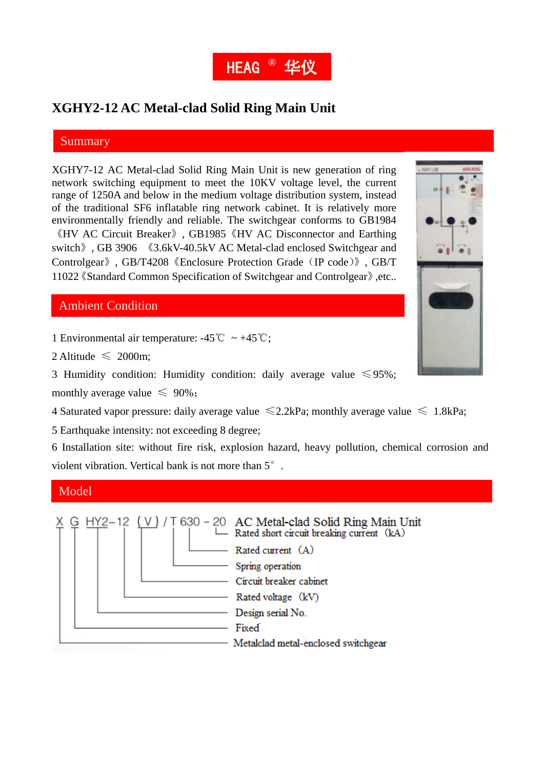HEAG ® 华仪

# XGHY2-12 AC Metal-clad Solid Ring Main Unit

## Summary

XGHY7-12 AC Metal-clad Solid Ring Main Unit is new generation of ring network switching equipment to meet the 10KV voltage level, the current range of 1250A and below in the medium voltage distribution system, instead of the traditional SF6 inflatable ring network cabinet. It is relatively more environmentally friendly and reliable. The switchgear conforms to GB1984《HV AC Circuit Breaker》, GB1985《HV AC Disconnector and Earthing switch》, GB 3906 《3.6kV-40.5kV AC Metal-clad enclosed Switchgear and Controlgear》, GB/T4208《Enclosure Protection Grade（IP code）》, GB/T 11022《Standard Common Specification of Switchgear and Controlgear》,etc..

## Ambient Condition

1 Environmental air temperature: -45℃ ~ +45℃;

2 Altitude ≤ 2000m;

3 Humidity condition: Humidity condition: daily average value ≤95%; monthly average value ≤ 90%;

4 Saturated vapor pressure: daily average value ≤2.2kPa; monthly average value ≤ 1.8kPa;

5 Earthquake intensity: not exceeding 8 degree;

6 Installation site: without fire risk, explosion hazard, heavy pollution, chemical corrosion and violent vibration. Vertical bank is not more than 5° .

## Model

X G HY2-12 (V) / T 630 - 20 AC Metal-clad Solid Ring Main Unit

- 20: Rated short circuit breaking current (kA)
- 630: Rated current (A)
- T: Spring operation
- (V): Circuit breaker cabinet
- 12: Rated voltage (kV)
- HY2: Design serial No.
- G: Fixed
- X: Metalclad metal-enclosed switchgear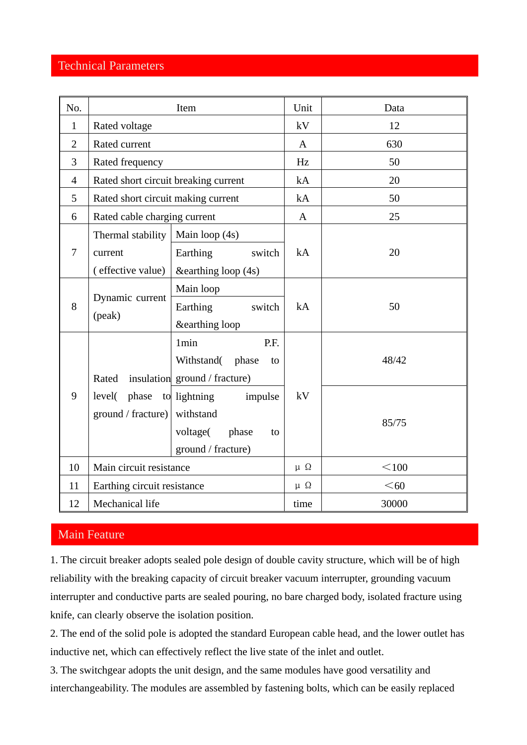## Technical Parameters

| No. | Item | | Unit | Data |
|---|---|---|---|---|
| 1 | Rated voltage | | kV | 12 |
| 2 | Rated current | | A | 630 |
| 3 | Rated frequency | | Hz | 50 |
| 4 | Rated short circuit breaking current | | kA | 20 |
| 5 | Rated short circuit making current | | kA | 50 |
| 6 | Rated cable charging current | | A | 25 |
| 7 | Thermal stability current ( effective value) | Main loop (4s) | kA | 20 |
| | | Earthing switch &earthing loop (4s) | | |
| 8 | Dynamic current (peak) | Main loop | kA | 50 |
| | | Earthing switch &earthing loop | | |
| 9 | Rated insulation level( phase to ground / fracture) | 1min P.F. Withstand( phase to ground / fracture) | kV | 48/42 |
| | | lightning impulse withstand voltage( phase to ground / fracture) | | 85/75 |
| 10 | Main circuit resistance | | μΩ | <100 |
| 11 | Earthing circuit resistance | | μΩ | <60 |
| 12 | Mechanical life | | time | 30000 |

## Main Feature

1. The circuit breaker adopts sealed pole design of double cavity structure, which will be of high reliability with the breaking capacity of circuit breaker vacuum interrupter, grounding vacuum interrupter and conductive parts are sealed pouring, no bare charged body, isolated fracture using knife, can clearly observe the isolation position.

2. The end of the solid pole is adopted the standard European cable head, and the lower outlet has inductive net, which can effectively reflect the live state of the inlet and outlet.

3. The switchgear adopts the unit design, and the same modules have good versatility and interchangeability. The modules are assembled by fastening bolts, which can be easily replaced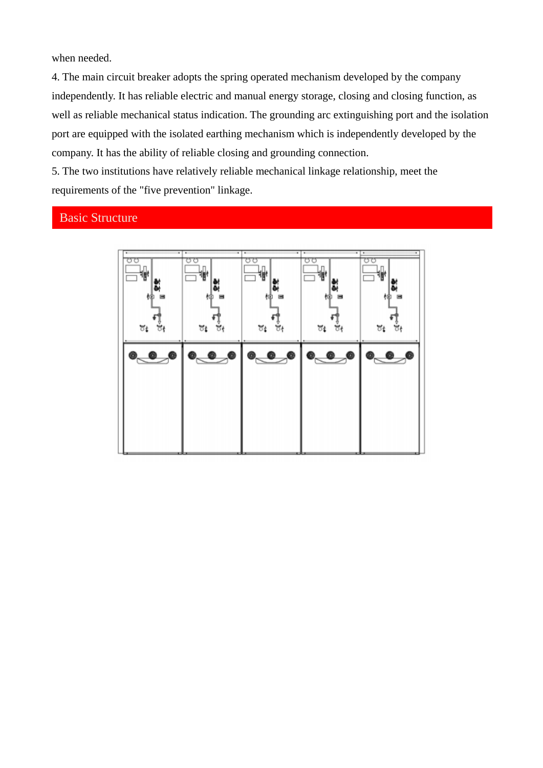when needed.

4. The main circuit breaker adopts the spring operated mechanism developed by the company independently. It has reliable electric and manual energy storage, closing and closing function, as well as reliable mechanical status indication. The grounding arc extinguishing port and the isolation port are equipped with the isolated earthing mechanism which is independently developed by the company. It has the ability of reliable closing and grounding connection.

5. The two institutions have relatively reliable mechanical linkage relationship, meet the requirements of the "five prevention" linkage.

## Basic Structure